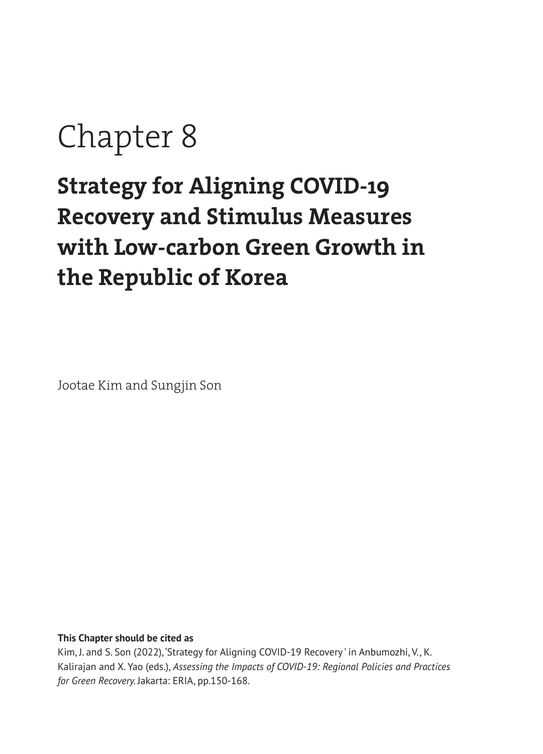# Chapter 8

## Strategy for Aligning COVID-19 Recovery and Stimulus Measures with Low-carbon Green Growth in the Republic of Korea

Jootae Kim and Sungjin Son

**This Chapter should be cited as**

Kim, J. and S. Son (2022), 'Strategy for Aligning COVID-19 Recovery' in Anbumozhi, V., K. Kalirajan and X. Yao (eds.), *Assessing the Impacts of COVID-19: Regional Policies and Practices for Green Recovery.* Jakarta: ERIA, pp.150-168.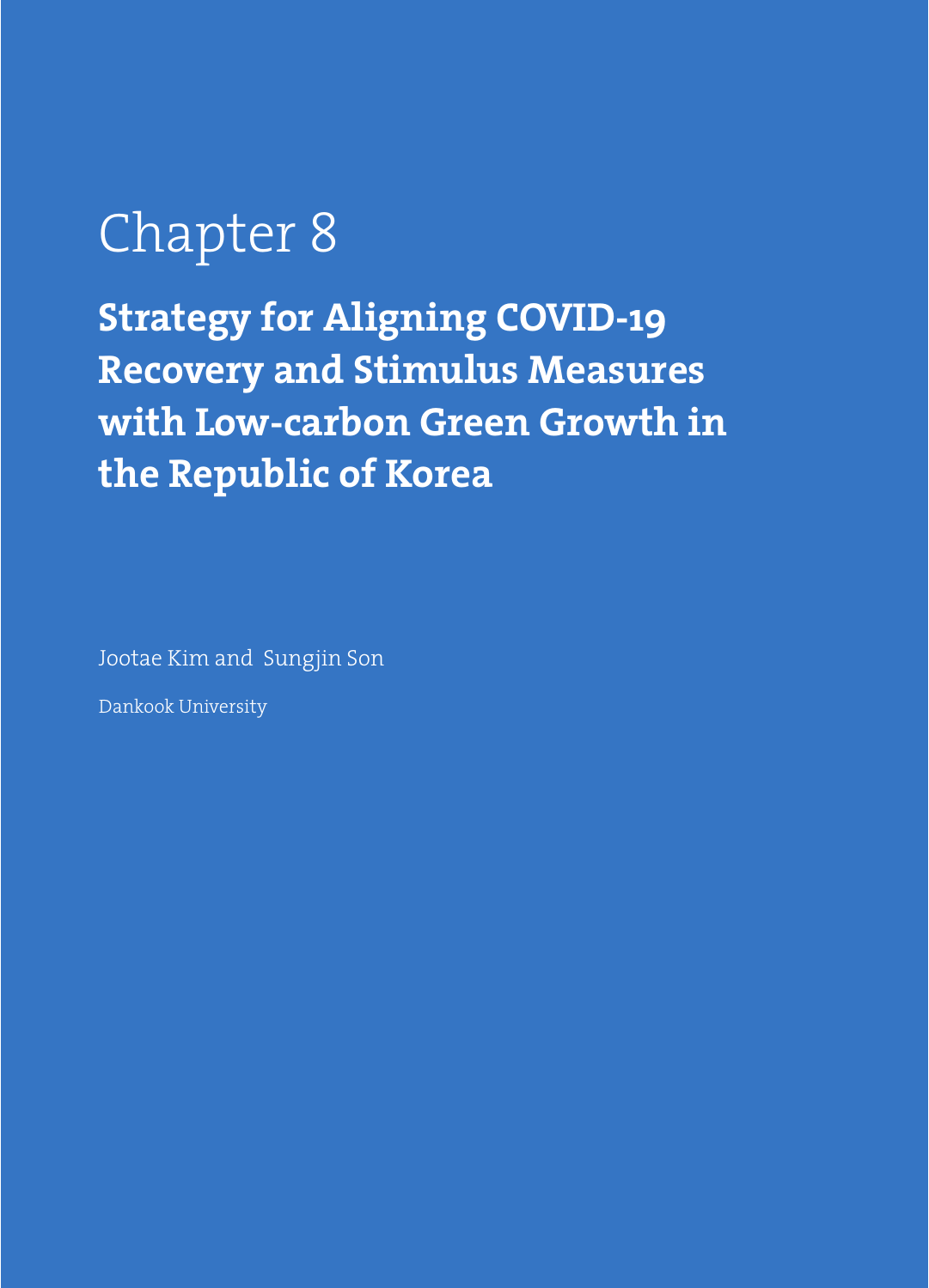# Chapter 8

## Strategy for Aligning COVID-19 Recovery and Stimulus Measures with Low-carbon Green Growth in the Republic of Korea

Jootae Kim and Sungjin Son

Dankook University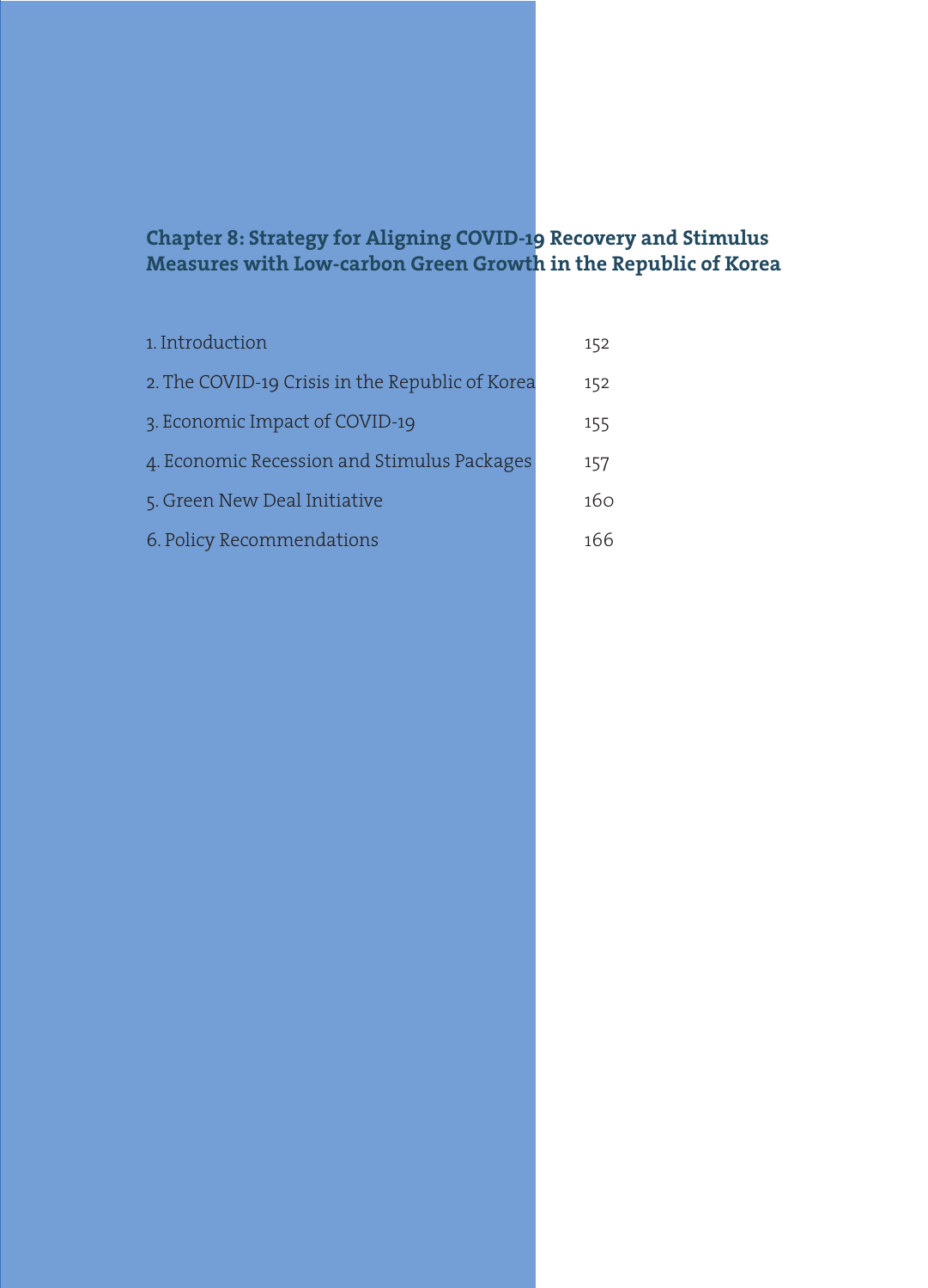# Chapter 8: Strategy for Aligning COVID-19 Recovery and Stimulus Measures with Low-carbon Green Growth in the Republic of Korea

| | |
|---|---|
| 1. Introduction | 152 |
| 2. The COVID-19 Crisis in the Republic of Korea | 152 |
| 3. Economic Impact of COVID-19 | 155 |
| 4. Economic Recession and Stimulus Packages | 157 |
| 5. Green New Deal Initiative | 160 |
| 6. Policy Recommendations | 166 |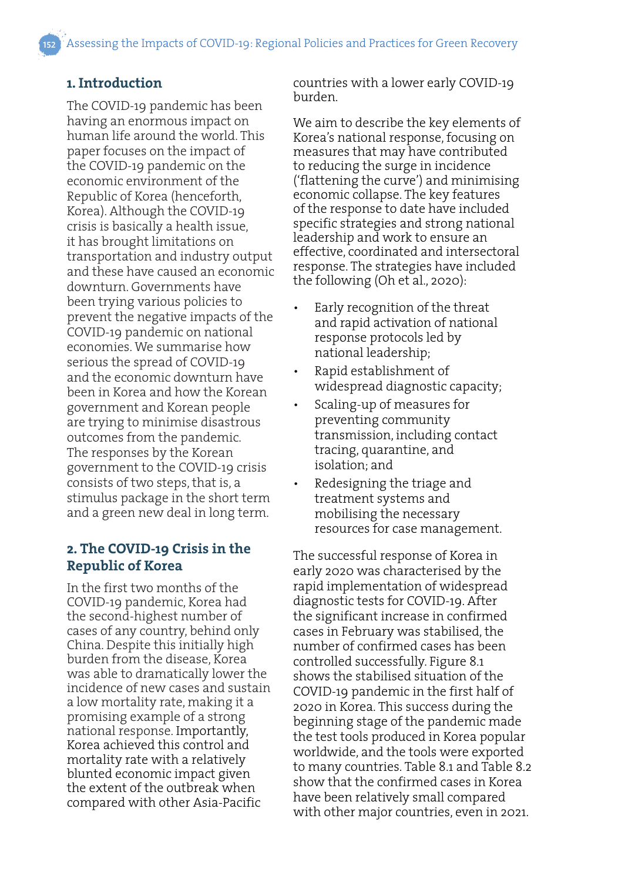## 1. Introduction

The COVID-19 pandemic has been having an enormous impact on human life around the world. This paper focuses on the impact of the COVID-19 pandemic on the economic environment of the Republic of Korea (henceforth, Korea). Although the COVID-19 crisis is basically a health issue, it has brought limitations on transportation and industry output and these have caused an economic downturn. Governments have been trying various policies to prevent the negative impacts of the COVID-19 pandemic on national economies. We summarise how serious the spread of COVID-19 and the economic downturn have been in Korea and how the Korean government and Korean people are trying to minimise disastrous outcomes from the pandemic. The responses by the Korean government to the COVID-19 crisis consists of two steps, that is, a stimulus package in the short term and a green new deal in long term.

## 2. The COVID-19 Crisis in the Republic of Korea

In the first two months of the COVID-19 pandemic, Korea had the second-highest number of cases of any country, behind only China. Despite this initially high burden from the disease, Korea was able to dramatically lower the incidence of new cases and sustain a low mortality rate, making it a promising example of a strong national response. Importantly, Korea achieved this control and mortality rate with a relatively blunted economic impact given the extent of the outbreak when compared with other Asia-Pacific countries with a lower early COVID-19 burden.

We aim to describe the key elements of Korea's national response, focusing on measures that may have contributed to reducing the surge in incidence ('flattening the curve') and minimising economic collapse. The key features of the response to date have included specific strategies and strong national leadership and work to ensure an effective, coordinated and intersectoral response. The strategies have included the following (Oh et al., 2020):

- Early recognition of the threat and rapid activation of national response protocols led by national leadership;
- Rapid establishment of widespread diagnostic capacity;
- Scaling-up of measures for preventing community transmission, including contact tracing, quarantine, and isolation; and
- Redesigning the triage and treatment systems and mobilising the necessary resources for case management.

The successful response of Korea in early 2020 was characterised by the rapid implementation of widespread diagnostic tests for COVID-19. After the significant increase in confirmed cases in February was stabilised, the number of confirmed cases has been controlled successfully. Figure 8.1 shows the stabilised situation of the COVID-19 pandemic in the first half of 2020 in Korea. This success during the beginning stage of the pandemic made the test tools produced in Korea popular worldwide, and the tools were exported to many countries. Table 8.1 and Table 8.2 show that the confirmed cases in Korea have been relatively small compared with other major countries, even in 2021.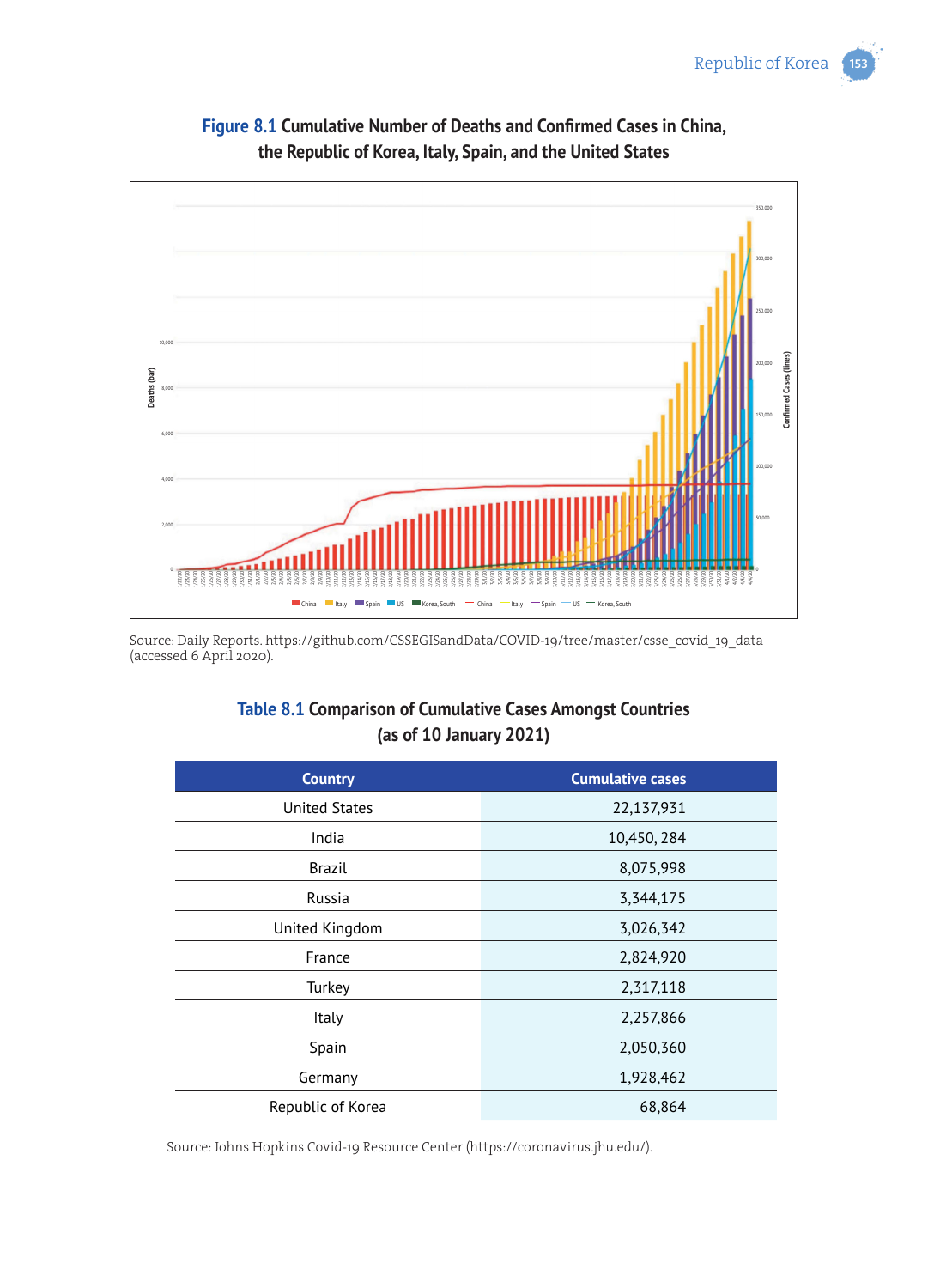**Figure 8.1 Cumulative Number of Deaths and Confirmed Cases in China, the Republic of Korea, Italy, Spain, and the United States**

Source: Daily Reports. https://github.com/CSSEGISandData/COVID-19/tree/master/csse_covid_19_data (accessed 6 April 2020).

**Table 8.1 Comparison of Cumulative Cases Amongst Countries (as of 10 January 2021)**

| Country | Cumulative cases |
|---|---|
| United States | 22,137,931 |
| India | 10,450, 284 |
| Brazil | 8,075,998 |
| Russia | 3,344,175 |
| United Kingdom | 3,026,342 |
| France | 2,824,920 |
| Turkey | 2,317,118 |
| Italy | 2,257,866 |
| Spain | 2,050,360 |
| Germany | 1,928,462 |
| Republic of Korea | 68,864 |

Source: Johns Hopkins Covid-19 Resource Center (https://coronavirus.jhu.edu/).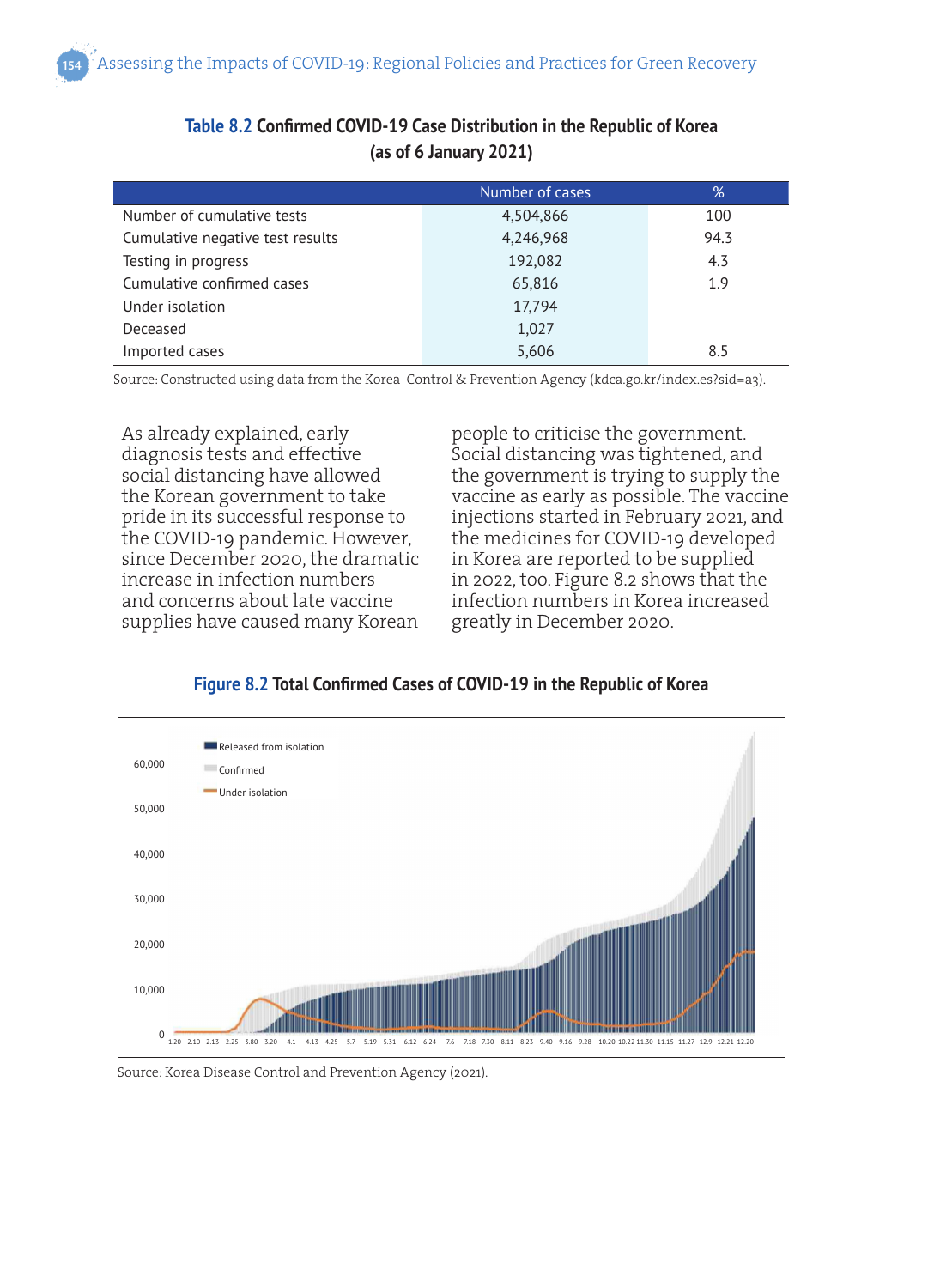**Table 8.2 Confirmed COVID-19 Case Distribution in the Republic of Korea (as of 6 January 2021)**

| | Number of cases | % |
|---|---|---|
| Number of cumulative tests | 4,504,866 | 100 |
| Cumulative negative test results | 4,246,968 | 94.3 |
| Testing in progress | 192,082 | 4.3 |
| Cumulative confirmed cases | 65,816 | 1.9 |
| Under isolation | 17,794 | |
| Deceased | 1,027 | |
| Imported cases | 5,606 | 8.5 |

Source: Constructed using data from the Korea Control & Prevention Agency (kdca.go.kr/index.es?sid=a3).

As already explained, early diagnosis tests and effective social distancing have allowed the Korean government to take pride in its successful response to the COVID-19 pandemic. However, since December 2020, the dramatic increase in infection numbers and concerns about late vaccine supplies have caused many Korean people to criticise the government. Social distancing was tightened, and the government is trying to supply the vaccine as early as possible. The vaccine injections started in February 2021, and the medicines for COVID-19 developed in Korea are reported to be supplied in 2022, too. Figure 8.2 shows that the infection numbers in Korea increased greatly in December 2020.

**Figure 8.2 Total Confirmed Cases of COVID-19 in the Republic of Korea**

Source: Korea Disease Control and Prevention Agency (2021).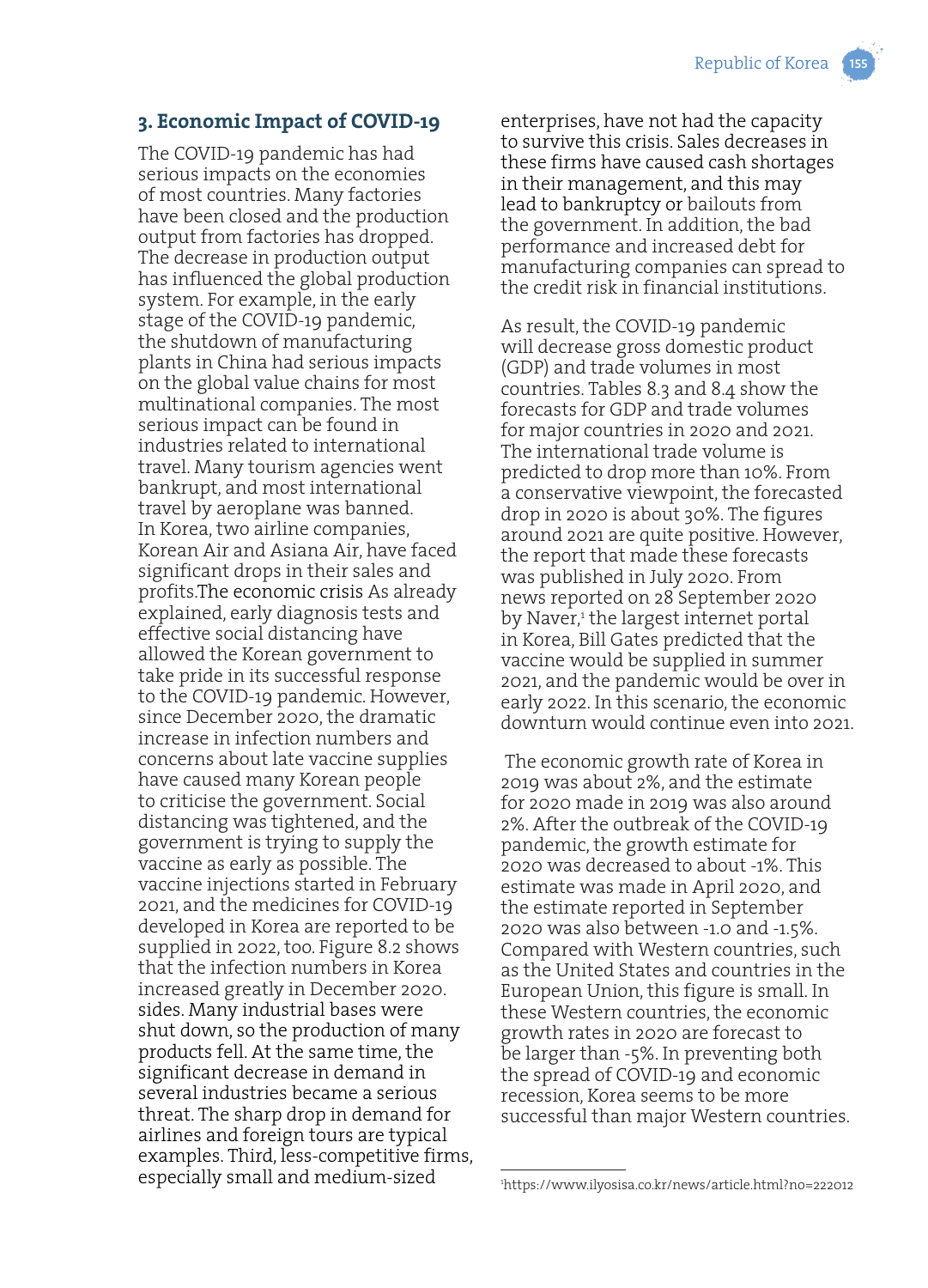## 3. Economic Impact of COVID-19

The COVID-19 pandemic has had serious impacts on the economies of most countries. Many factories have been closed and the production output from factories has dropped. The decrease in production output has influenced the global production system. For example, in the early stage of the COVID-19 pandemic, the shutdown of manufacturing plants in China had serious impacts on the global value chains for most multinational companies. The most serious impact can be found in industries related to international travel. Many tourism agencies went bankrupt, and most international travel by aeroplane was banned. In Korea, two airline companies, Korean Air and Asiana Air, have faced significant drops in their sales and profits.The economic crisis As already explained, early diagnosis tests and effective social distancing have allowed the Korean government to take pride in its successful response to the COVID-19 pandemic. However, since December 2020, the dramatic increase in infection numbers and concerns about late vaccine supplies have caused many Korean people to criticise the government. Social distancing was tightened, and the government is trying to supply the vaccine as early as possible. The vaccine injections started in February 2021, and the medicines for COVID-19 developed in Korea are reported to be supplied in 2022, too. Figure 8.2 shows that the infection numbers in Korea increased greatly in December 2020. sides. Many industrial bases were shut down, so the production of many products fell. At the same time, the significant decrease in demand in several industries became a serious threat. The sharp drop in demand for airlines and foreign tours are typical examples. Third, less-competitive firms, especially small and medium-sized enterprises, have not had the capacity to survive this crisis. Sales decreases in these firms have caused cash shortages in their management, and this may lead to bankruptcy or bailouts from the government. In addition, the bad performance and increased debt for manufacturing companies can spread to the credit risk in financial institutions.

As result, the COVID-19 pandemic will decrease gross domestic product (GDP) and trade volumes in most countries. Tables 8.3 and 8.4 show the forecasts for GDP and trade volumes for major countries in 2020 and 2021. The international trade volume is predicted to drop more than 10%. From a conservative viewpoint, the forecasted drop in 2020 is about 30%. The figures around 2021 are quite positive. However, the report that made these forecasts was published in July 2020. From news reported on 28 September 2020 by Naver,[1] the largest internet portal in Korea, Bill Gates predicted that the vaccine would be supplied in summer 2021, and the pandemic would be over in early 2022. In this scenario, the economic downturn would continue even into 2021.

The economic growth rate of Korea in 2019 was about 2%, and the estimate for 2020 made in 2019 was also around 2%. After the outbreak of the COVID-19 pandemic, the growth estimate for 2020 was decreased to about -1%. This estimate was made in April 2020, and the estimate reported in September 2020 was also between -1.0 and -1.5%. Compared with Western countries, such as the United States and countries in the European Union, this figure is small. In these Western countries, the economic growth rates in 2020 are forecast to be larger than -5%. In preventing both the spread of COVID-19 and economic recession, Korea seems to be more successful than major Western countries.

---

[1] https://www.ilyosisa.co.kr/news/article.html?no=222012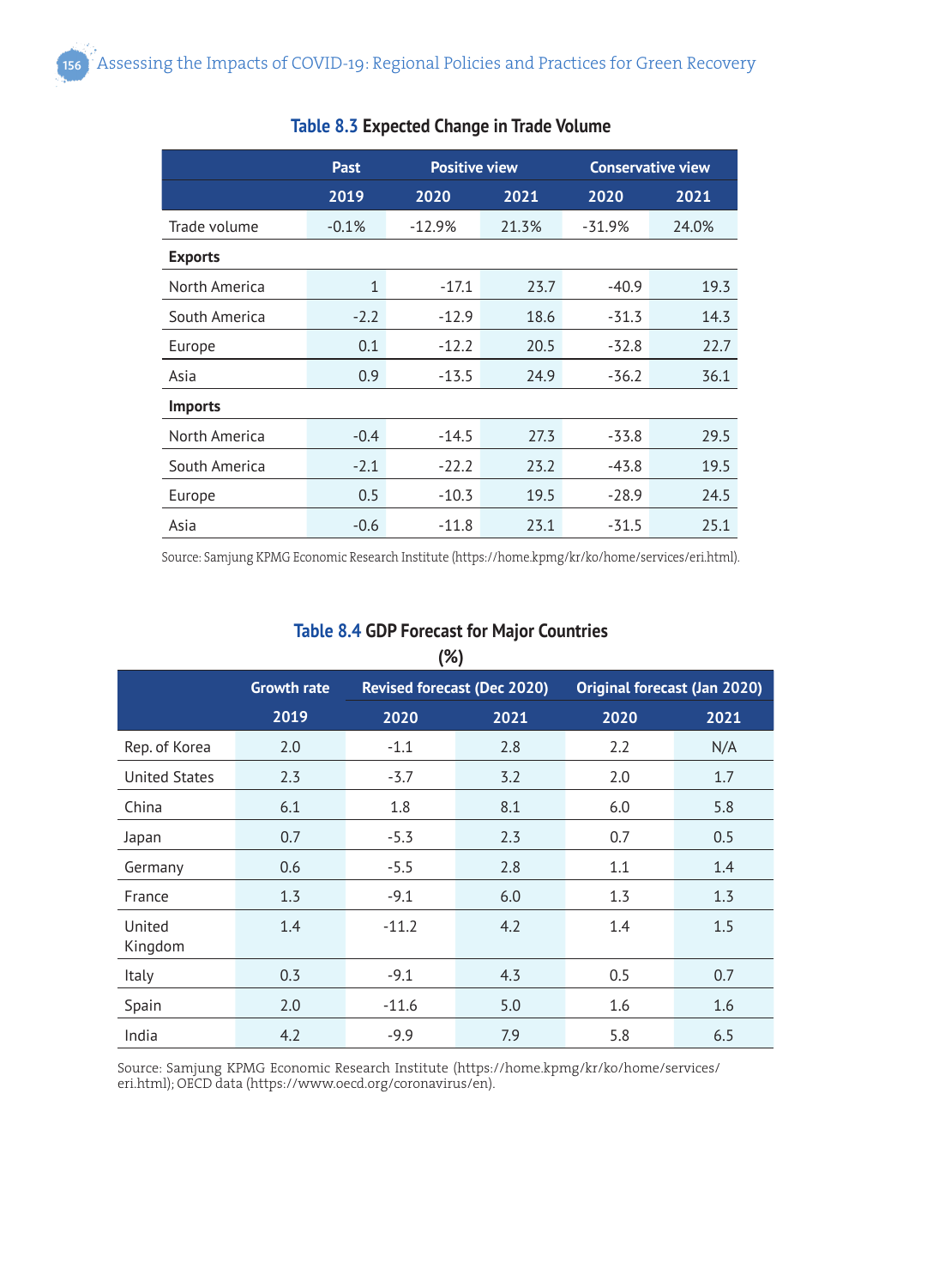### Table 8.3 Expected Change in Trade Volume

| | Past | Positive view | | Conservative view | |
|---|---|---|---|---|---|
| | 2019 | 2020 | 2021 | 2020 | 2021 |
| Trade volume | -0.1% | -12.9% | 21.3% | -31.9% | 24.0% |
| **Exports** | | | | | |
| North America | 1 | -17.1 | 23.7 | -40.9 | 19.3 |
| South America | -2.2 | -12.9 | 18.6 | -31.3 | 14.3 |
| Europe | 0.1 | -12.2 | 20.5 | -32.8 | 22.7 |
| Asia | 0.9 | -13.5 | 24.9 | -36.2 | 36.1 |
| **Imports** | | | | | |
| North America | -0.4 | -14.5 | 27.3 | -33.8 | 29.5 |
| South America | -2.1 | -22.2 | 23.2 | -43.8 | 19.5 |
| Europe | 0.5 | -10.3 | 19.5 | -28.9 | 24.5 |
| Asia | -0.6 | -11.8 | 23.1 | -31.5 | 25.1 |

Source: Samjung KPMG Economic Research Institute (https://home.kpmg/kr/ko/home/services/eri.html).

### Table 8.4 GDP Forecast for Major Countries

(%)

| | Growth rate | Revised forecast (Dec 2020) | | Original forecast (Jan 2020) | |
|---|---|---|---|---|---|
| | 2019 | 2020 | 2021 | 2020 | 2021 |
| Rep. of Korea | 2.0 | -1.1 | 2.8 | 2.2 | N/A |
| United States | 2.3 | -3.7 | 3.2 | 2.0 | 1.7 |
| China | 6.1 | 1.8 | 8.1 | 6.0 | 5.8 |
| Japan | 0.7 | -5.3 | 2.3 | 0.7 | 0.5 |
| Germany | 0.6 | -5.5 | 2.8 | 1.1 | 1.4 |
| France | 1.3 | -9.1 | 6.0 | 1.3 | 1.3 |
| United Kingdom | 1.4 | -11.2 | 4.2 | 1.4 | 1.5 |
| Italy | 0.3 | -9.1 | 4.3 | 0.5 | 0.7 |
| Spain | 2.0 | -11.6 | 5.0 | 1.6 | 1.6 |
| India | 4.2 | -9.9 | 7.9 | 5.8 | 6.5 |

Source: Samjung KPMG Economic Research Institute (https://home.kpmg/kr/ko/home/services/eri.html); OECD data (https://www.oecd.org/coronavirus/en).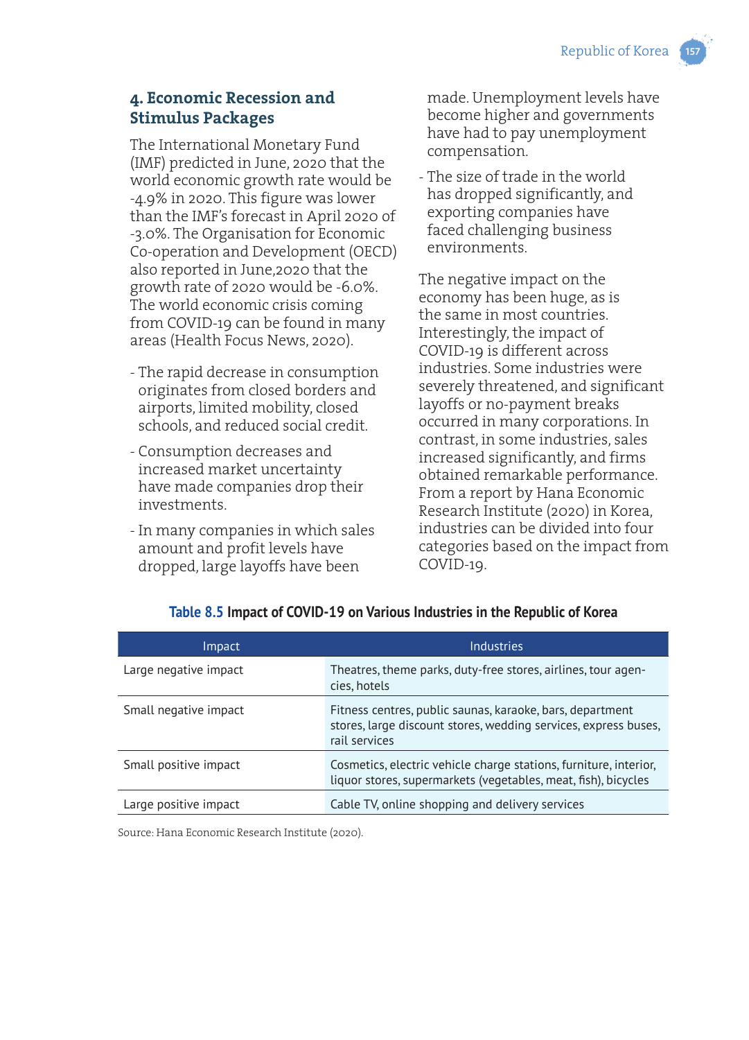## 4. Economic Recession and Stimulus Packages

The International Monetary Fund (IMF) predicted in June, 2020 that the world economic growth rate would be -4.9% in 2020. This figure was lower than the IMF's forecast in April 2020 of -3.0%. The Organisation for Economic Co-operation and Development (OECD) also reported in June,2020 that the growth rate of 2020 would be -6.0%. The world economic crisis coming from COVID-19 can be found in many areas (Health Focus News, 2020).

- The rapid decrease in consumption originates from closed borders and airports, limited mobility, closed schools, and reduced social credit.
- Consumption decreases and increased market uncertainty have made companies drop their investments.
- In many companies in which sales amount and profit levels have dropped, large layoffs have been made. Unemployment levels have become higher and governments have had to pay unemployment compensation.
- The size of trade in the world has dropped significantly, and exporting companies have faced challenging business environments.

The negative impact on the economy has been huge, as is the same in most countries. Interestingly, the impact of COVID-19 is different across industries. Some industries were severely threatened, and significant layoffs or no-payment breaks occurred in many corporations. In contrast, in some industries, sales increased significantly, and firms obtained remarkable performance. From a report by Hana Economic Research Institute (2020) in Korea, industries can be divided into four categories based on the impact from COVID-19.

**Table 8.5 Impact of COVID-19 on Various Industries in the Republic of Korea**

| Impact | Industries |
| --- | --- |
| Large negative impact | Theatres, theme parks, duty-free stores, airlines, tour agencies, hotels |
| Small negative impact | Fitness centres, public saunas, karaoke, bars, department stores, large discount stores, wedding services, express buses, rail services |
| Small positive impact | Cosmetics, electric vehicle charge stations, furniture, interior, liquor stores, supermarkets (vegetables, meat, fish), bicycles |
| Large positive impact | Cable TV, online shopping and delivery services |

Source: Hana Economic Research Institute (2020).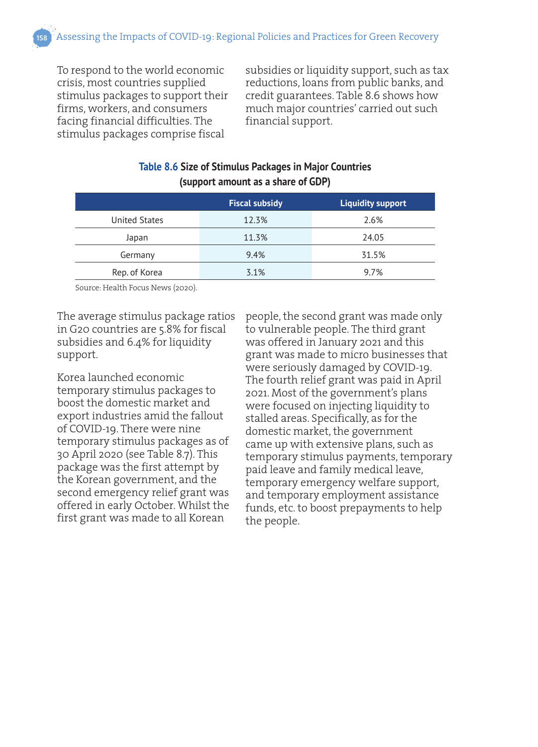To respond to the world economic crisis, most countries supplied stimulus packages to support their firms, workers, and consumers facing financial difficulties. The stimulus packages comprise fiscal subsidies or liquidity support, such as tax reductions, loans from public banks, and credit guarantees. Table 8.6 shows how much major countries' carried out such financial support.

**Table 8.6 Size of Stimulus Packages in Major Countries (support amount as a share of GDP)**

| | Fiscal subsidy | Liquidity support |
|---|---|---|
| United States | 12.3% | 2.6% |
| Japan | 11.3% | 24.05 |
| Germany | 9.4% | 31.5% |
| Rep. of Korea | 3.1% | 9.7% |

Source: Health Focus News (2020).

The average stimulus package ratios in G20 countries are 5.8% for fiscal subsidies and 6.4% for liquidity support.

Korea launched economic temporary stimulus packages to boost the domestic market and export industries amid the fallout of COVID-19. There were nine temporary stimulus packages as of 30 April 2020 (see Table 8.7). This package was the first attempt by the Korean government, and the second emergency relief grant was offered in early October. Whilst the first grant was made to all Korean people, the second grant was made only to vulnerable people. The third grant was offered in January 2021 and this grant was made to micro businesses that were seriously damaged by COVID-19. The fourth relief grant was paid in April 2021. Most of the government's plans were focused on injecting liquidity to stalled areas. Specifically, as for the domestic market, the government came up with extensive plans, such as temporary stimulus payments, temporary paid leave and family medical leave, temporary emergency welfare support, and temporary employment assistance funds, etc. to boost prepayments to help the people.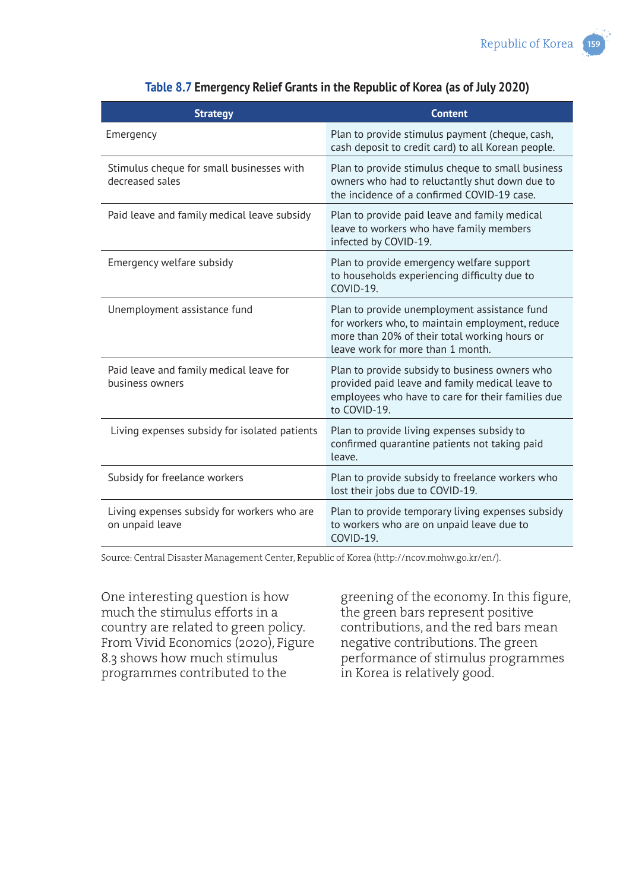**Table 8.7 Emergency Relief Grants in the Republic of Korea (as of July 2020)**

| Strategy | Content |
|---|---|
| Emergency | Plan to provide stimulus payment (cheque, cash, cash deposit to credit card) to all Korean people. |
| Stimulus cheque for small businesses with decreased sales | Plan to provide stimulus cheque to small business owners who had to reluctantly shut down due to the incidence of a confirmed COVID-19 case. |
| Paid leave and family medical leave subsidy | Plan to provide paid leave and family medical leave to workers who have family members infected by COVID-19. |
| Emergency welfare subsidy | Plan to provide emergency welfare support to households experiencing difficulty due to COVID-19. |
| Unemployment assistance fund | Plan to provide unemployment assistance fund for workers who, to maintain employment, reduce more than 20% of their total working hours or leave work for more than 1 month. |
| Paid leave and family medical leave for business owners | Plan to provide subsidy to business owners who provided paid leave and family medical leave to employees who have to care for their families due to COVID-19. |
| Living expenses subsidy for isolated patients | Plan to provide living expenses subsidy to confirmed quarantine patients not taking paid leave. |
| Subsidy for freelance workers | Plan to provide subsidy to freelance workers who lost their jobs due to COVID-19. |
| Living expenses subsidy for workers who are on unpaid leave | Plan to provide temporary living expenses subsidy to workers who are on unpaid leave due to COVID-19. |

Source: Central Disaster Management Center, Republic of Korea (http://ncov.mohw.go.kr/en/).

One interesting question is how much the stimulus efforts in a country are related to green policy. From Vivid Economics (2020), Figure 8.3 shows how much stimulus programmes contributed to the greening of the economy. In this figure, the green bars represent positive contributions, and the red bars mean negative contributions. The green performance of stimulus programmes in Korea is relatively good.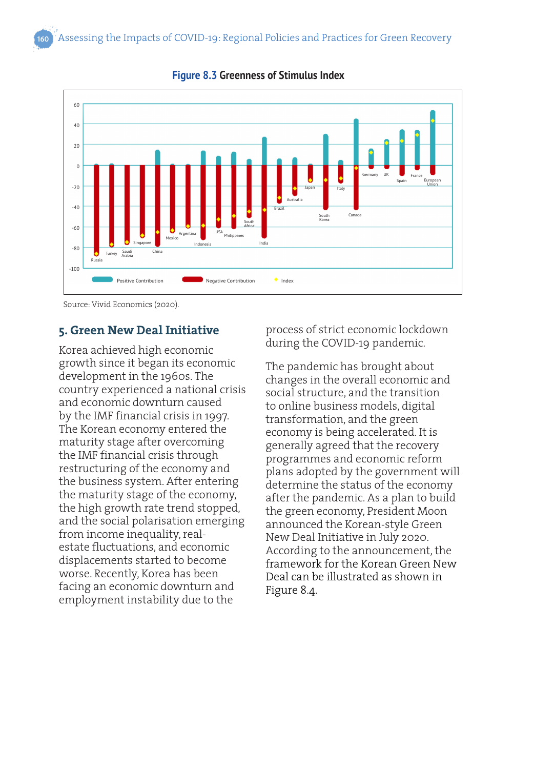**Figure 8.3** Greenness of Stimulus Index

Source: Vivid Economics (2020).

## 5. Green New Deal Initiative

Korea achieved high economic growth since it began its economic development in the 1960s. The country experienced a national crisis and economic downturn caused by the IMF financial crisis in 1997. The Korean economy entered the maturity stage after overcoming the IMF financial crisis through restructuring of the economy and the business system. After entering the maturity stage of the economy, the high growth rate trend stopped, and the social polarisation emerging from income inequality, real-estate fluctuations, and economic displacements started to become worse. Recently, Korea has been facing an economic downturn and employment instability due to the process of strict economic lockdown during the COVID-19 pandemic.

The pandemic has brought about changes in the overall economic and social structure, and the transition to online business models, digital transformation, and the green economy is being accelerated. It is generally agreed that the recovery programmes and economic reform plans adopted by the government will determine the status of the economy after the pandemic. As a plan to build the green economy, President Moon announced the Korean-style Green New Deal Initiative in July 2020. According to the announcement, the framework for the Korean Green New Deal can be illustrated as shown in Figure 8.4.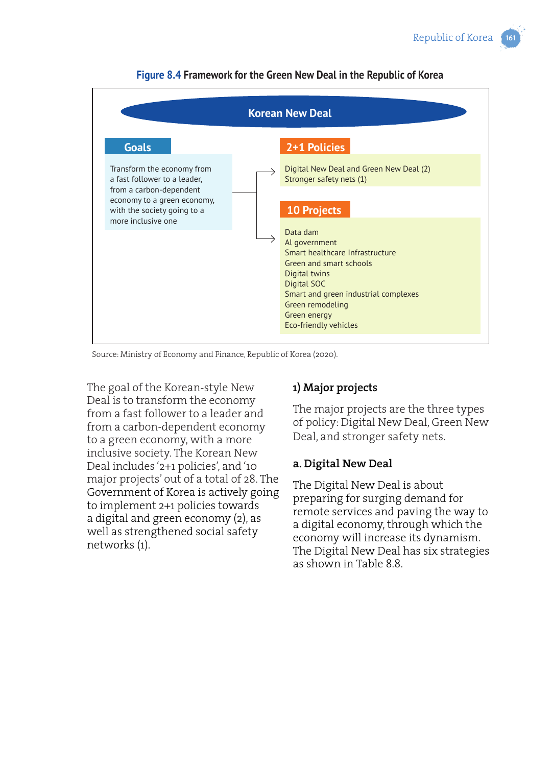**Figure 8.4** Framework for the Green New Deal in the Republic of Korea

**Korean New Deal**

**Goals**

Transform the economy from a fast follower to a leader, from a carbon-dependent economy to a green economy, with the society going to a more inclusive one

**2+1 Policies**

Digital New Deal and Green New Deal (2)
Stronger safety nets (1)

**10 Projects**

- Data dam
- AI government
- Smart healthcare Infrastructure
- Green and smart schools
- Digital twins
- Digital SOC
- Smart and green industrial complexes
- Green remodeling
- Green energy
- Eco-friendly vehicles

Source: Ministry of Economy and Finance, Republic of Korea (2020).

The goal of the Korean-style New Deal is to transform the economy from a fast follower to a leader and from a carbon-dependent economy to a green economy, with a more inclusive society. The Korean New Deal includes '2+1 policies', and '10 major projects' out of a total of 28. The Government of Korea is actively going to implement 2+1 policies towards a digital and green economy (2), as well as strengthened social safety networks (1).

### 1) Major projects

The major projects are the three types of policy: Digital New Deal, Green New Deal, and stronger safety nets.

#### a. Digital New Deal

The Digital New Deal is about preparing for surging demand for remote services and paving the way to a digital economy, through which the economy will increase its dynamism. The Digital New Deal has six strategies as shown in Table 8.8.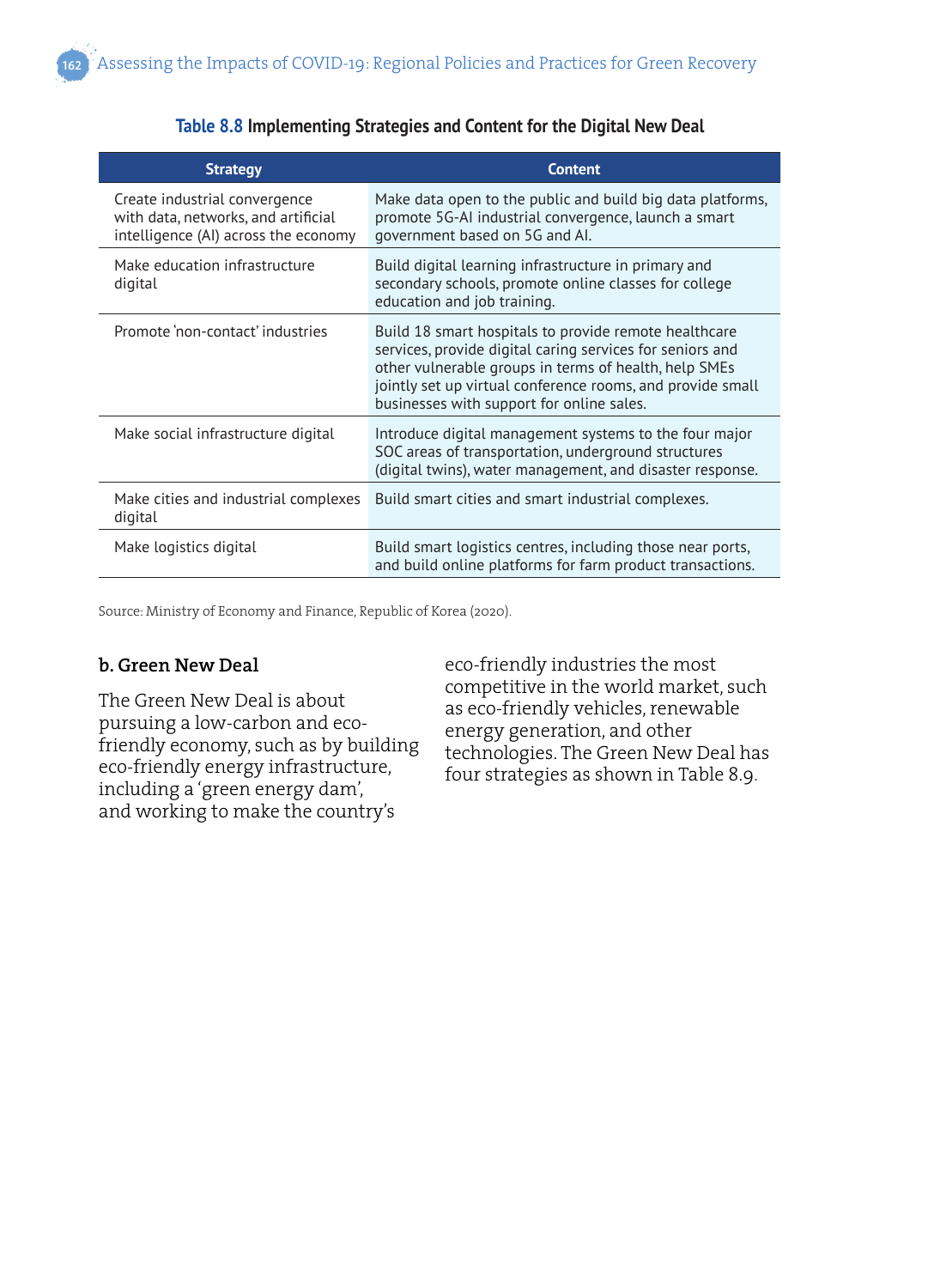**Table 8.8 Implementing Strategies and Content for the Digital New Deal**

| Strategy | Content |
|---|---|
| Create industrial convergence with data, networks, and artificial intelligence (AI) across the economy | Make data open to the public and build big data platforms, promote 5G-AI industrial convergence, launch a smart government based on 5G and AI. |
| Make education infrastructure digital | Build digital learning infrastructure in primary and secondary schools, promote online classes for college education and job training. |
| Promote 'non-contact' industries | Build 18 smart hospitals to provide remote healthcare services, provide digital caring services for seniors and other vulnerable groups in terms of health, help SMEs jointly set up virtual conference rooms, and provide small businesses with support for online sales. |
| Make social infrastructure digital | Introduce digital management systems to the four major SOC areas of transportation, underground structures (digital twins), water management, and disaster response. |
| Make cities and industrial complexes digital | Build smart cities and smart industrial complexes. |
| Make logistics digital | Build smart logistics centres, including those near ports, and build online platforms for farm product transactions. |

Source: Ministry of Economy and Finance, Republic of Korea (2020).

### b. Green New Deal

The Green New Deal is about pursuing a low-carbon and eco-friendly economy, such as by building eco-friendly energy infrastructure, including a 'green energy dam', and working to make the country's eco-friendly industries the most competitive in the world market, such as eco-friendly vehicles, renewable energy generation, and other technologies. The Green New Deal has four strategies as shown in Table 8.9.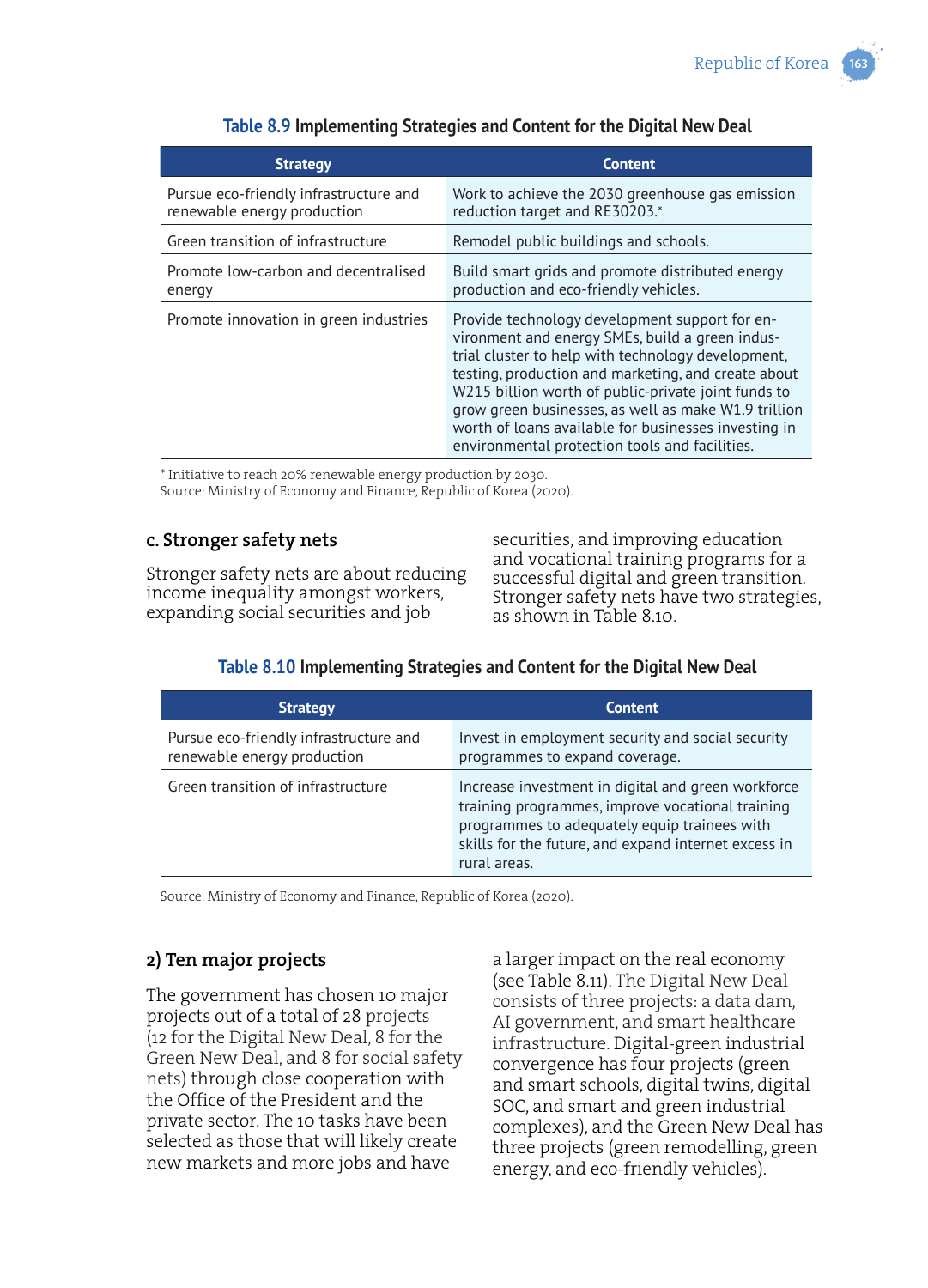**Table 8.9 Implementing Strategies and Content for the Digital New Deal**

| Strategy | Content |
|---|---|
| Pursue eco-friendly infrastructure and renewable energy production | Work to achieve the 2030 greenhouse gas emission reduction target and RE30203.* |
| Green transition of infrastructure | Remodel public buildings and schools. |
| Promote low-carbon and decentralised energy | Build smart grids and promote distributed energy production and eco-friendly vehicles. |
| Promote innovation in green industries | Provide technology development support for environment and energy SMEs, build a green industrial cluster to help with technology development, testing, production and marketing, and create about W215 billion worth of public-private joint funds to grow green businesses, as well as make W1.9 trillion worth of loans available for businesses investing in environmental protection tools and facilities. |

* Initiative to reach 20% renewable energy production by 2030.
Source: Ministry of Economy and Finance, Republic of Korea (2020).

### c. Stronger safety nets

Stronger safety nets are about reducing income inequality amongst workers, expanding social securities and job securities, and improving education and vocational training programs for a successful digital and green transition. Stronger safety nets have two strategies, as shown in Table 8.10.

**Table 8.10 Implementing Strategies and Content for the Digital New Deal**

| Strategy | Content |
|---|---|
| Pursue eco-friendly infrastructure and renewable energy production | Invest in employment security and social security programmes to expand coverage. |
| Green transition of infrastructure | Increase investment in digital and green workforce training programmes, improve vocational training programmes to adequately equip trainees with skills for the future, and expand internet excess in rural areas. |

Source: Ministry of Economy and Finance, Republic of Korea (2020).

### 2) Ten major projects

The government has chosen 10 major projects out of a total of 28 projects (12 for the Digital New Deal, 8 for the Green New Deal, and 8 for social safety nets) through close cooperation with the Office of the President and the private sector. The 10 tasks have been selected as those that will likely create new markets and more jobs and have a larger impact on the real economy (see Table 8.11). The Digital New Deal consists of three projects: a data dam, AI government, and smart healthcare infrastructure. Digital-green industrial convergence has four projects (green and smart schools, digital twins, digital SOC, and smart and green industrial complexes), and the Green New Deal has three projects (green remodelling, green energy, and eco-friendly vehicles).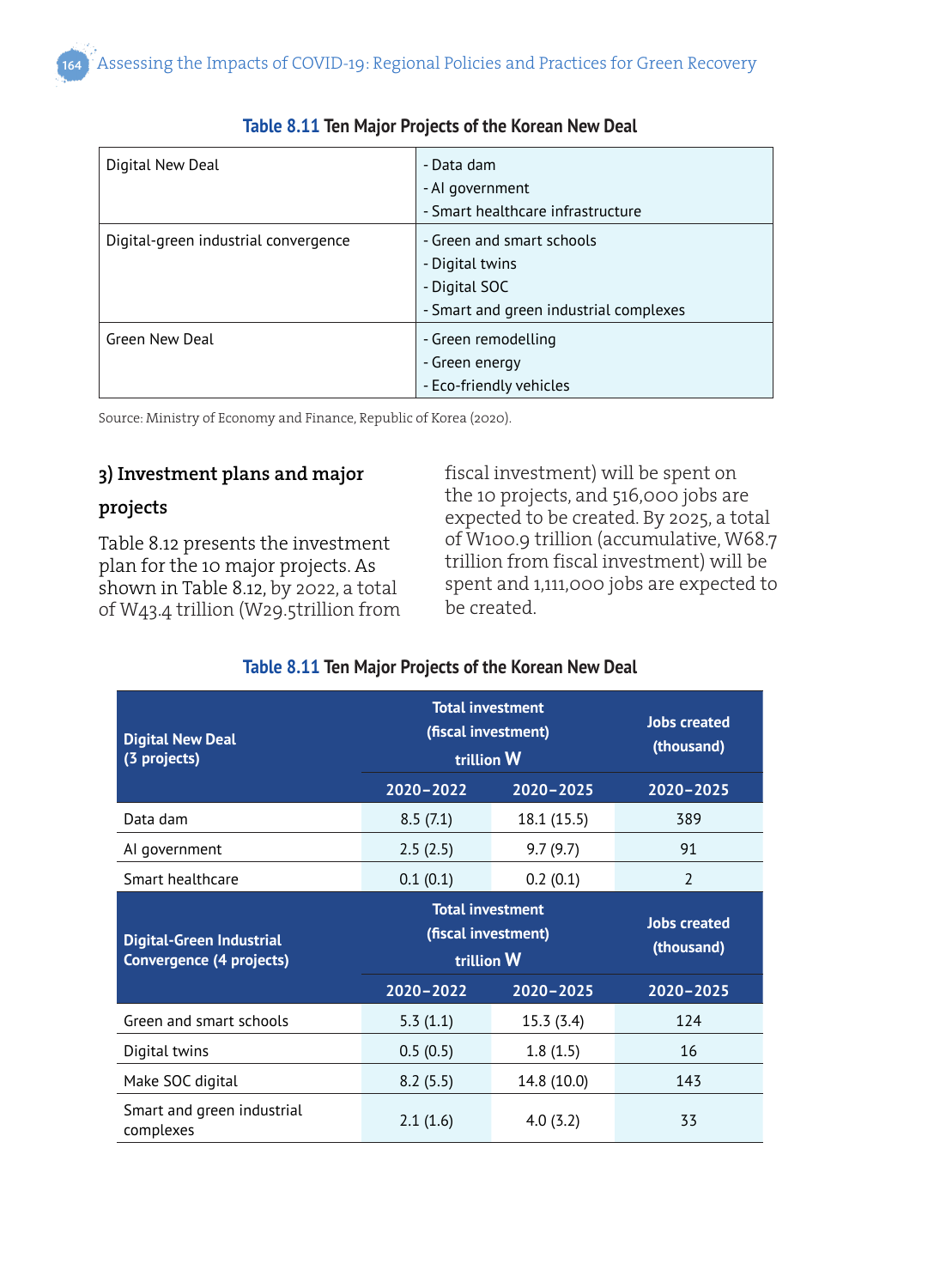**Table 8.11** Ten Major Projects of the Korean New Deal

| | |
|---|---|
| Digital New Deal | - Data dam<br>- AI government<br>- Smart healthcare infrastructure |
| Digital-green industrial convergence | - Green and smart schools<br>- Digital twins<br>- Digital SOC<br>- Smart and green industrial complexes |
| Green New Deal | - Green remodelling<br>- Green energy<br>- Eco-friendly vehicles |

Source: Ministry of Economy and Finance, Republic of Korea (2020).

### 3) Investment plans and major projects

Table 8.12 presents the investment plan for the 10 major projects. As shown in Table 8.12, by 2022, a total of W43.4 trillion (W29.5trillion from fiscal investment) will be spent on the 10 projects, and 516,000 jobs are expected to be created. By 2025, a total of W100.9 trillion (accumulative, W68.7 trillion from fiscal investment) will be spent and 1,111,000 jobs are expected to be created.

**Table 8.11** Ten Major Projects of the Korean New Deal

| Digital New Deal (3 projects) | Total investment (fiscal investment) trillion W | | Jobs created (thousand) |
|---|---|---|---|
| | 2020–2022 | 2020–2025 | 2020–2025 |
| Data dam | 8.5 (7.1) | 18.1 (15.5) | 389 |
| AI government | 2.5 (2.5) | 9.7 (9.7) | 91 |
| Smart healthcare | 0.1 (0.1) | 0.2 (0.1) | 2 |
| **Digital-Green Industrial Convergence (4 projects)** | **Total investment (fiscal investment) trillion W** | | **Jobs created (thousand)** |
| | **2020–2022** | **2020–2025** | **2020–2025** |
| Green and smart schools | 5.3 (1.1) | 15.3 (3.4) | 124 |
| Digital twins | 0.5 (0.5) | 1.8 (1.5) | 16 |
| Make SOC digital | 8.2 (5.5) | 14.8 (10.0) | 143 |
| Smart and green industrial complexes | 2.1 (1.6) | 4.0 (3.2) | 33 |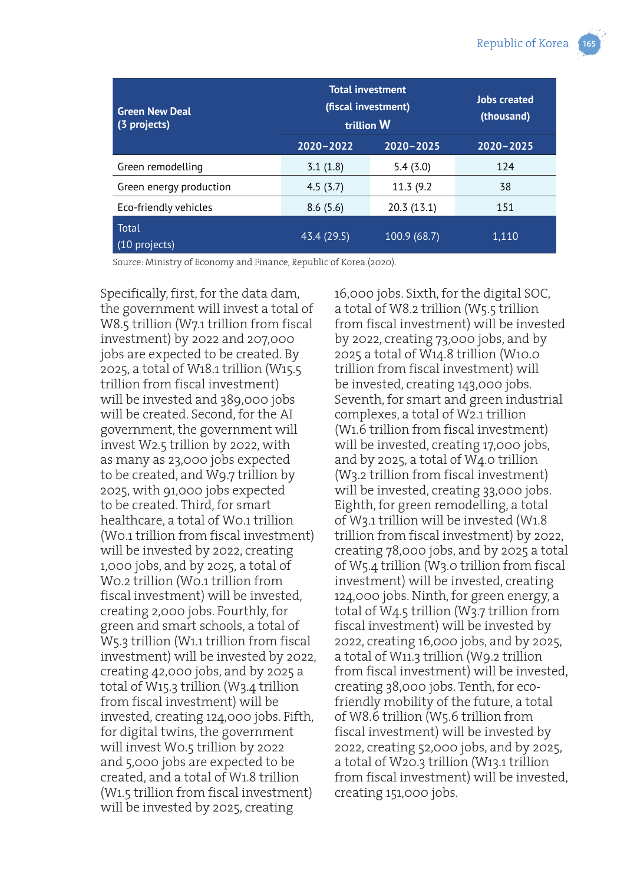| Green New Deal (3 projects) | Total investment (fiscal investment) trillion W | | Jobs created (thousand) |
|---|---|---|---|
| | 2020–2022 | 2020–2025 | 2020–2025 |
| Green remodelling | 3.1 (1.8) | 5.4 (3.0) | 124 |
| Green energy production | 4.5 (3.7) | 11.3 (9.2 | 38 |
| Eco-friendly vehicles | 8.6 (5.6) | 20.3 (13.1) | 151 |
| Total (10 projects) | 43.4 (29.5) | 100.9 (68.7) | 1,110 |

Source: Ministry of Economy and Finance, Republic of Korea (2020).

Specifically, first, for the data dam, the government will invest a total of W8.5 trillion (W7.1 trillion from fiscal investment) by 2022 and 207,000 jobs are expected to be created. By 2025, a total of W18.1 trillion (W15.5 trillion from fiscal investment) will be invested and 389,000 jobs will be created. Second, for the AI government, the government will invest W2.5 trillion by 2022, with as many as 23,000 jobs expected to be created, and W9.7 trillion by 2025, with 91,000 jobs expected to be created. Third, for smart healthcare, a total of W0.1 trillion (W0.1 trillion from fiscal investment) will be invested by 2022, creating 1,000 jobs, and by 2025, a total of W0.2 trillion (W0.1 trillion from fiscal investment) will be invested, creating 2,000 jobs. Fourthly, for green and smart schools, a total of W5.3 trillion (W1.1 trillion from fiscal investment) will be invested by 2022, creating 42,000 jobs, and by 2025 a total of W15.3 trillion (W3.4 trillion from fiscal investment) will be invested, creating 124,000 jobs. Fifth, for digital twins, the government will invest W0.5 trillion by 2022 and 5,000 jobs are expected to be created, and a total of W1.8 trillion (W1.5 trillion from fiscal investment) will be invested by 2025, creating 16,000 jobs. Sixth, for the digital SOC, a total of W8.2 trillion (W5.5 trillion from fiscal investment) will be invested by 2022, creating 73,000 jobs, and by 2025 a total of W14.8 trillion (W10.0 trillion from fiscal investment) will be invested, creating 143,000 jobs. Seventh, for smart and green industrial complexes, a total of W2.1 trillion (W1.6 trillion from fiscal investment) will be invested, creating 17,000 jobs, and by 2025, a total of W4.0 trillion (W3.2 trillion from fiscal investment) will be invested, creating 33,000 jobs. Eighth, for green remodelling, a total of W3.1 trillion will be invested (W1.8 trillion from fiscal investment) by 2022, creating 78,000 jobs, and by 2025 a total of W5.4 trillion (W3.0 trillion from fiscal investment) will be invested, creating 124,000 jobs. Ninth, for green energy, a total of W4.5 trillion (W3.7 trillion from fiscal investment) will be invested by 2022, creating 16,000 jobs, and by 2025, a total of W11.3 trillion (W9.2 trillion from fiscal investment) will be invested, creating 38,000 jobs. Tenth, for eco-friendly mobility of the future, a total of W8.6 trillion (W5.6 trillion from fiscal investment) will be invested by 2022, creating 52,000 jobs, and by 2025, a total of W20.3 trillion (W13.1 trillion from fiscal investment) will be invested, creating 151,000 jobs.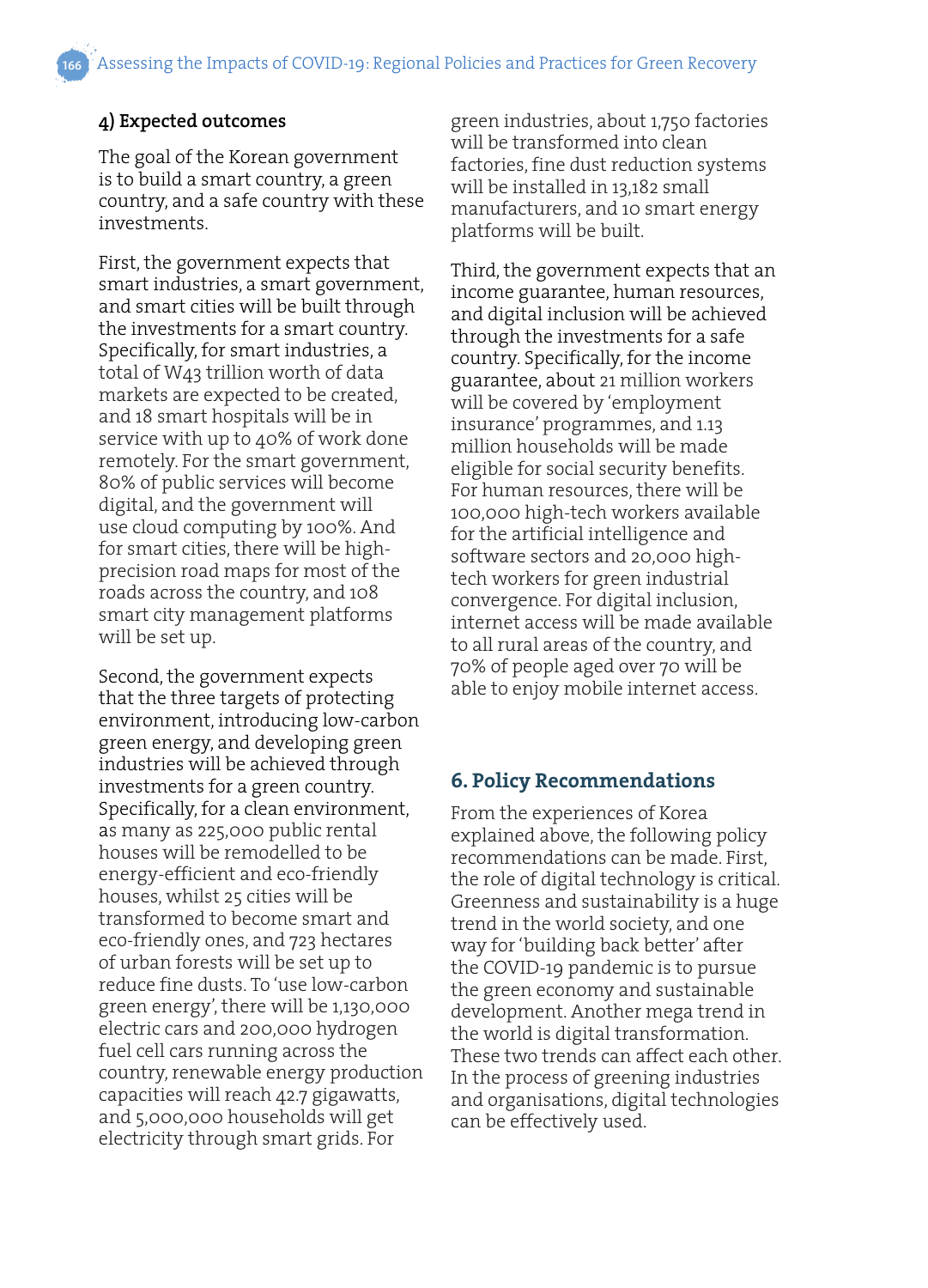### 4) Expected outcomes

The goal of the Korean government is to build a smart country, a green country, and a safe country with these investments.

First, the government expects that smart industries, a smart government, and smart cities will be built through the investments for a smart country. Specifically, for smart industries, a total of W43 trillion worth of data markets are expected to be created, and 18 smart hospitals will be in service with up to 40% of work done remotely. For the smart government, 80% of public services will become digital, and the government will use cloud computing by 100%. And for smart cities, there will be high-precision road maps for most of the roads across the country, and 108 smart city management platforms will be set up.

Second, the government expects that the three targets of protecting environment, introducing low-carbon green energy, and developing green industries will be achieved through investments for a green country. Specifically, for a clean environment, as many as 225,000 public rental houses will be remodelled to be energy-efficient and eco-friendly houses, whilst 25 cities will be transformed to become smart and eco-friendly ones, and 723 hectares of urban forests will be set up to reduce fine dusts. To 'use low-carbon green energy', there will be 1,130,000 electric cars and 200,000 hydrogen fuel cell cars running across the country, renewable energy production capacities will reach 42.7 gigawatts, and 5,000,000 households will get electricity through smart grids. For green industries, about 1,750 factories will be transformed into clean factories, fine dust reduction systems will be installed in 13,182 small manufacturers, and 10 smart energy platforms will be built.

Third, the government expects that an income guarantee, human resources, and digital inclusion will be achieved through the investments for a safe country. Specifically, for the income guarantee, about 21 million workers will be covered by 'employment insurance' programmes, and 1.13 million households will be made eligible for social security benefits. For human resources, there will be 100,000 high-tech workers available for the artificial intelligence and software sectors and 20,000 high-tech workers for green industrial convergence. For digital inclusion, internet access will be made available to all rural areas of the country, and 70% of people aged over 70 will be able to enjoy mobile internet access.

## 6. Policy Recommendations

From the experiences of Korea explained above, the following policy recommendations can be made. First, the role of digital technology is critical. Greenness and sustainability is a huge trend in the world society, and one way for 'building back better' after the COVID-19 pandemic is to pursue the green economy and sustainable development. Another mega trend in the world is digital transformation. These two trends can affect each other. In the process of greening industries and organisations, digital technologies can be effectively used.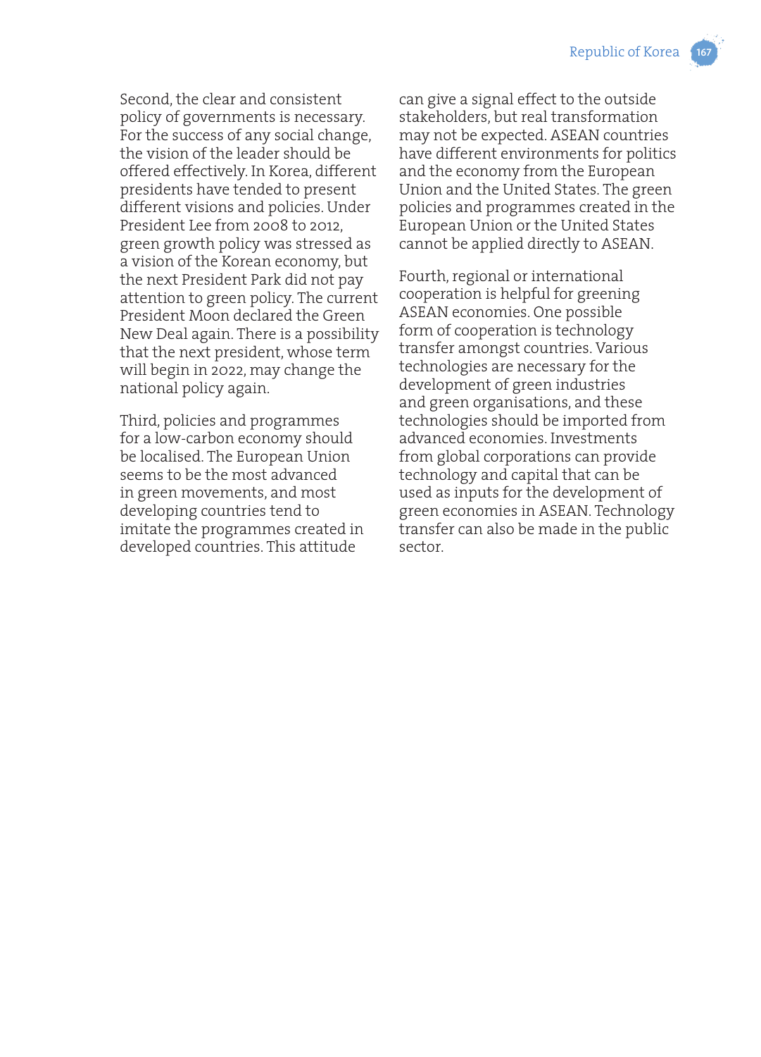Second, the clear and consistent policy of governments is necessary. For the success of any social change, the vision of the leader should be offered effectively. In Korea, different presidents have tended to present different visions and policies. Under President Lee from 2008 to 2012, green growth policy was stressed as a vision of the Korean economy, but the next President Park did not pay attention to green policy. The current President Moon declared the Green New Deal again. There is a possibility that the next president, whose term will begin in 2022, may change the national policy again.

Third, policies and programmes for a low-carbon economy should be localised. The European Union seems to be the most advanced in green movements, and most developing countries tend to imitate the programmes created in developed countries. This attitude can give a signal effect to the outside stakeholders, but real transformation may not be expected. ASEAN countries have different environments for politics and the economy from the European Union and the United States. The green policies and programmes created in the European Union or the United States cannot be applied directly to ASEAN.

Fourth, regional or international cooperation is helpful for greening ASEAN economies. One possible form of cooperation is technology transfer amongst countries. Various technologies are necessary for the development of green industries and green organisations, and these technologies should be imported from advanced economies. Investments from global corporations can provide technology and capital that can be used as inputs for the development of green economies in ASEAN. Technology transfer can also be made in the public sector.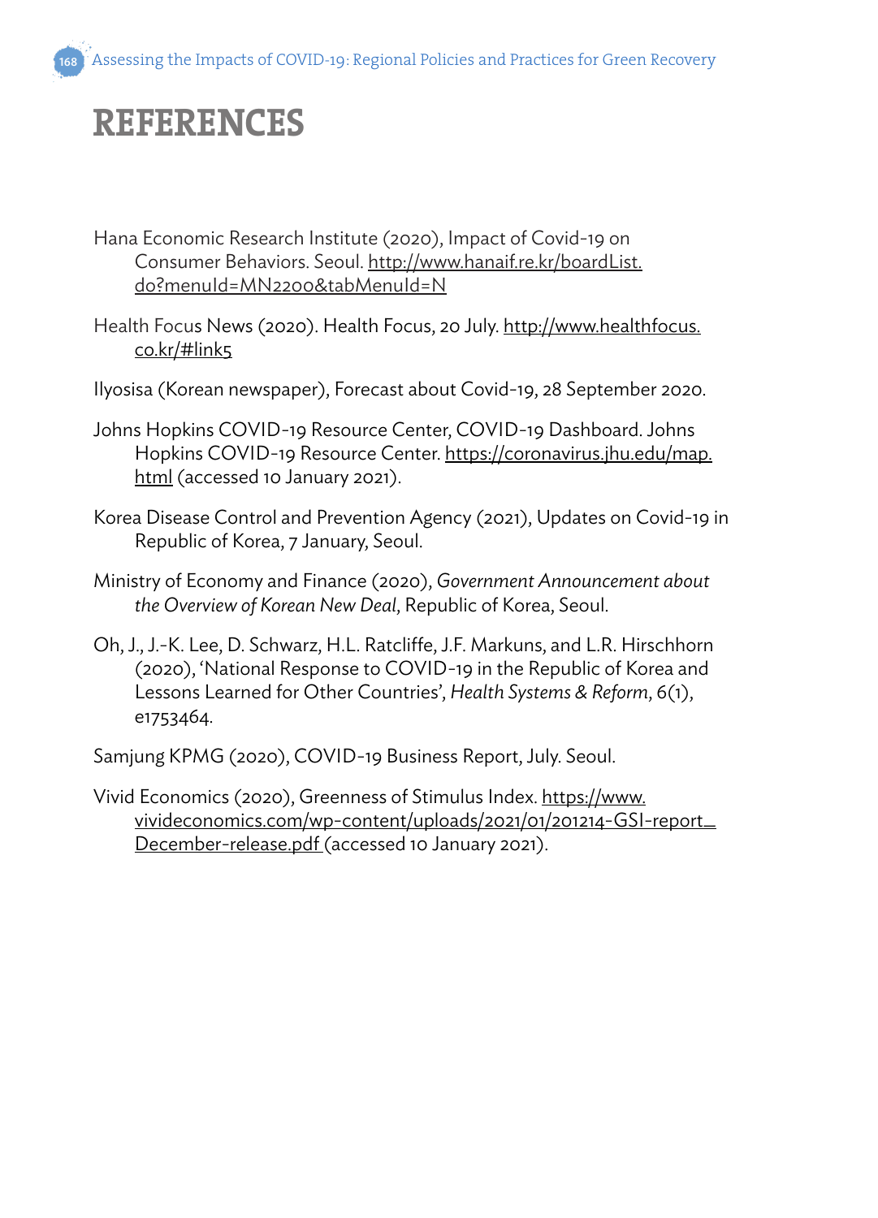# REFERENCES

Hana Economic Research Institute (2020), Impact of Covid-19 on Consumer Behaviors. Seoul. http://www.hanaif.re.kr/boardList.do?menuId=MN2200&tabMenuId=N

Health Focus News (2020). Health Focus, 20 July. http://www.healthfocus.co.kr/#link5

Ilyosisa (Korean newspaper), Forecast about Covid-19, 28 September 2020.

Johns Hopkins COVID-19 Resource Center, COVID-19 Dashboard. Johns Hopkins COVID-19 Resource Center. https://coronavirus.jhu.edu/map.html (accessed 10 January 2021).

Korea Disease Control and Prevention Agency (2021), Updates on Covid-19 in Republic of Korea, 7 January, Seoul.

Ministry of Economy and Finance (2020), *Government Announcement about the Overview of Korean New Deal*, Republic of Korea, Seoul.

Oh, J., J.-K. Lee, D. Schwarz, H.L. Ratcliffe, J.F. Markuns, and L.R. Hirschhorn (2020), 'National Response to COVID-19 in the Republic of Korea and Lessons Learned for Other Countries', *Health Systems & Reform*, 6(1), e1753464.

Samjung KPMG (2020), COVID-19 Business Report, July. Seoul.

Vivid Economics (2020), Greenness of Stimulus Index. https://www.vivideconomics.com/wp-content/uploads/2021/01/201214-GSI-report_December-release.pdf (accessed 10 January 2021).